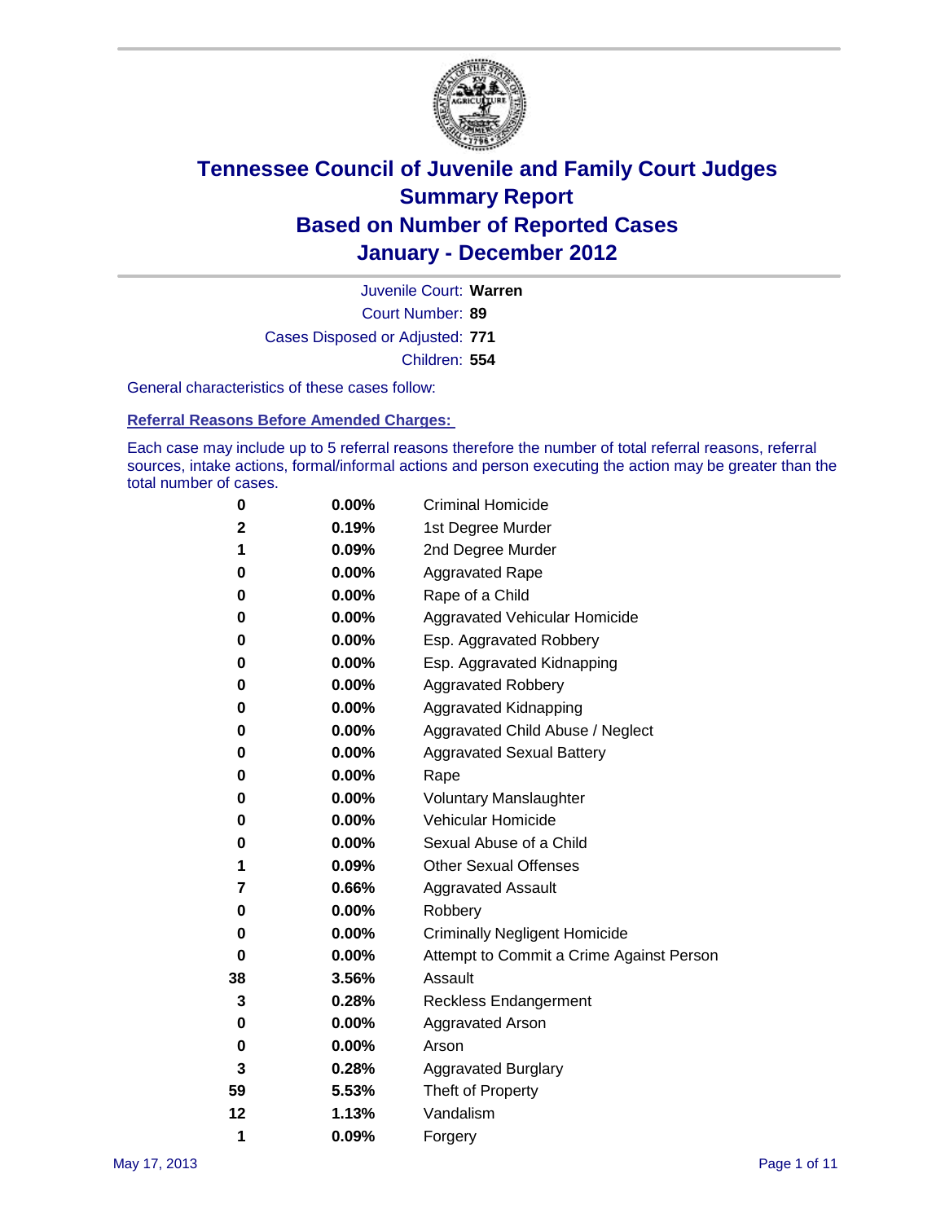# Tennessee Council of Juvenile and Family Court Judges
# Summary Report
# Based on Number of Reported Cases
# January - December 2012

Juvenile Court: **Warren**

Court Number: **89**

Cases Disposed or Adjusted: **771**

Children: **554**

General characteristics of these cases follow:

## Referral Reasons Before Amended Charges:

Each case may include up to 5 referral reasons therefore the number of total referral reasons, referral sources, intake actions, formal/informal actions and person executing the action may be greater than the total number of cases.

| Count | Percent | Referral Reason |
|---|---|---|
| 0 | 0.00% | Criminal Homicide |
| 2 | 0.19% | 1st Degree Murder |
| 1 | 0.09% | 2nd Degree Murder |
| 0 | 0.00% | Aggravated Rape |
| 0 | 0.00% | Rape of a Child |
| 0 | 0.00% | Aggravated Vehicular Homicide |
| 0 | 0.00% | Esp. Aggravated Robbery |
| 0 | 0.00% | Esp. Aggravated Kidnapping |
| 0 | 0.00% | Aggravated Robbery |
| 0 | 0.00% | Aggravated Kidnapping |
| 0 | 0.00% | Aggravated Child Abuse / Neglect |
| 0 | 0.00% | Aggravated Sexual Battery |
| 0 | 0.00% | Rape |
| 0 | 0.00% | Voluntary Manslaughter |
| 0 | 0.00% | Vehicular Homicide |
| 0 | 0.00% | Sexual Abuse of a Child |
| 1 | 0.09% | Other Sexual Offenses |
| 7 | 0.66% | Aggravated Assault |
| 0 | 0.00% | Robbery |
| 0 | 0.00% | Criminally Negligent Homicide |
| 0 | 0.00% | Attempt to Commit a Crime Against Person |
| 38 | 3.56% | Assault |
| 3 | 0.28% | Reckless Endangerment |
| 0 | 0.00% | Aggravated Arson |
| 0 | 0.00% | Arson |
| 3 | 0.28% | Aggravated Burglary |
| 59 | 5.53% | Theft of Property |
| 12 | 1.13% | Vandalism |
| 1 | 0.09% | Forgery |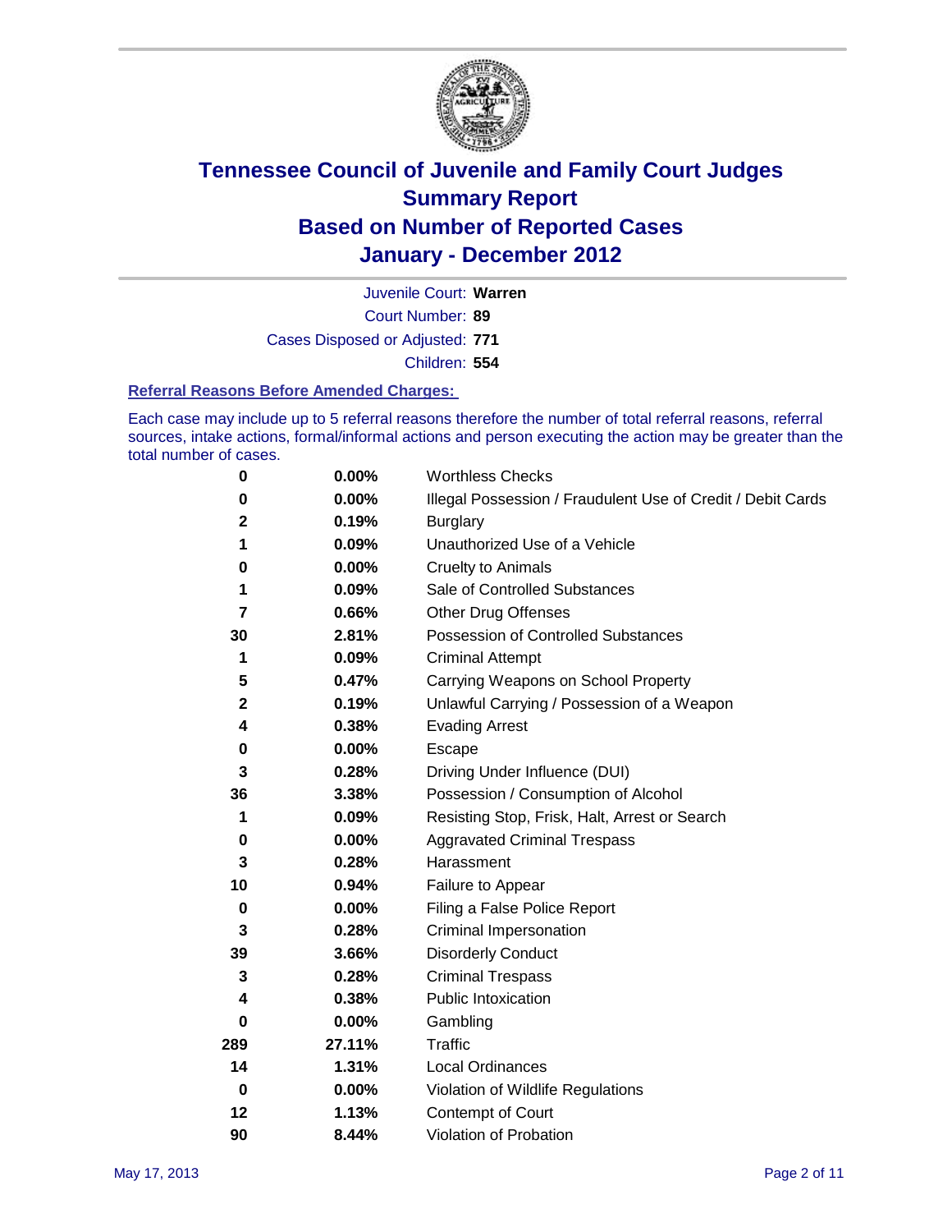# Tennessee Council of Juvenile and Family Court Judges
## Summary Report
## Based on Number of Reported Cases
## January - December 2012

Juvenile Court: **Warren**
Court Number: **89**
Cases Disposed or Adjusted: **771**
Children: **554**

### Referral Reasons Before Amended Charges:

Each case may include up to 5 referral reasons therefore the number of total referral reasons, referral sources, intake actions, formal/informal actions and person executing the action may be greater than the total number of cases.

| Count | Percent | Referral Reason |
|---|---|---|
| 0 | 0.00% | Worthless Checks |
| 0 | 0.00% | Illegal Possession / Fraudulent Use of Credit / Debit Cards |
| 2 | 0.19% | Burglary |
| 1 | 0.09% | Unauthorized Use of a Vehicle |
| 0 | 0.00% | Cruelty to Animals |
| 1 | 0.09% | Sale of Controlled Substances |
| 7 | 0.66% | Other Drug Offenses |
| 30 | 2.81% | Possession of Controlled Substances |
| 1 | 0.09% | Criminal Attempt |
| 5 | 0.47% | Carrying Weapons on School Property |
| 2 | 0.19% | Unlawful Carrying / Possession of a Weapon |
| 4 | 0.38% | Evading Arrest |
| 0 | 0.00% | Escape |
| 3 | 0.28% | Driving Under Influence (DUI) |
| 36 | 3.38% | Possession / Consumption of Alcohol |
| 1 | 0.09% | Resisting Stop, Frisk, Halt, Arrest or Search |
| 0 | 0.00% | Aggravated Criminal Trespass |
| 3 | 0.28% | Harassment |
| 10 | 0.94% | Failure to Appear |
| 0 | 0.00% | Filing a False Police Report |
| 3 | 0.28% | Criminal Impersonation |
| 39 | 3.66% | Disorderly Conduct |
| 3 | 0.28% | Criminal Trespass |
| 4 | 0.38% | Public Intoxication |
| 0 | 0.00% | Gambling |
| 289 | 27.11% | Traffic |
| 14 | 1.31% | Local Ordinances |
| 0 | 0.00% | Violation of Wildlife Regulations |
| 12 | 1.13% | Contempt of Court |
| 90 | 8.44% | Violation of Probation |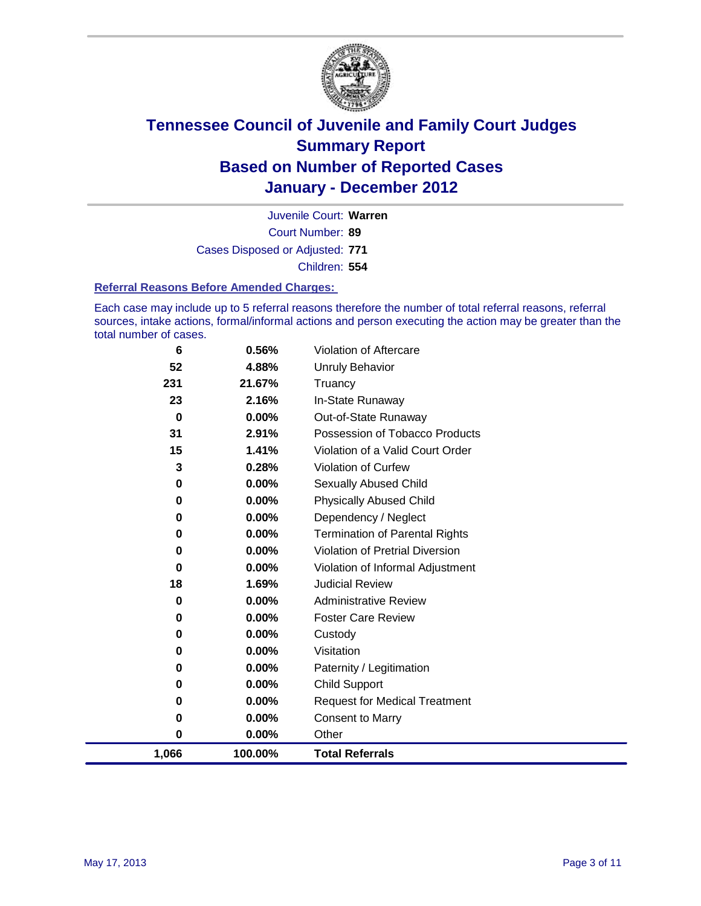# Tennessee Council of Juvenile and Family Court Judges
# Summary Report
# Based on Number of Reported Cases
# January - December 2012

Juvenile Court: **Warren**

Court Number: **89**

Cases Disposed or Adjusted: **771**

Children: **554**

### Referral Reasons Before Amended Charges:

Each case may include up to 5 referral reasons therefore the number of total referral reasons, referral sources, intake actions, formal/informal actions and person executing the action may be greater than the total number of cases.

| | | |
|---|---|---|
| 6 | 0.56% | Violation of Aftercare |
| 52 | 4.88% | Unruly Behavior |
| 231 | 21.67% | Truancy |
| 23 | 2.16% | In-State Runaway |
| 0 | 0.00% | Out-of-State Runaway |
| 31 | 2.91% | Possession of Tobacco Products |
| 15 | 1.41% | Violation of a Valid Court Order |
| 3 | 0.28% | Violation of Curfew |
| 0 | 0.00% | Sexually Abused Child |
| 0 | 0.00% | Physically Abused Child |
| 0 | 0.00% | Dependency / Neglect |
| 0 | 0.00% | Termination of Parental Rights |
| 0 | 0.00% | Violation of Pretrial Diversion |
| 0 | 0.00% | Violation of Informal Adjustment |
| 18 | 1.69% | Judicial Review |
| 0 | 0.00% | Administrative Review |
| 0 | 0.00% | Foster Care Review |
| 0 | 0.00% | Custody |
| 0 | 0.00% | Visitation |
| 0 | 0.00% | Paternity / Legitimation |
| 0 | 0.00% | Child Support |
| 0 | 0.00% | Request for Medical Treatment |
| 0 | 0.00% | Consent to Marry |
| 0 | 0.00% | Other |
| **1,066** | **100.00%** | **Total Referrals** |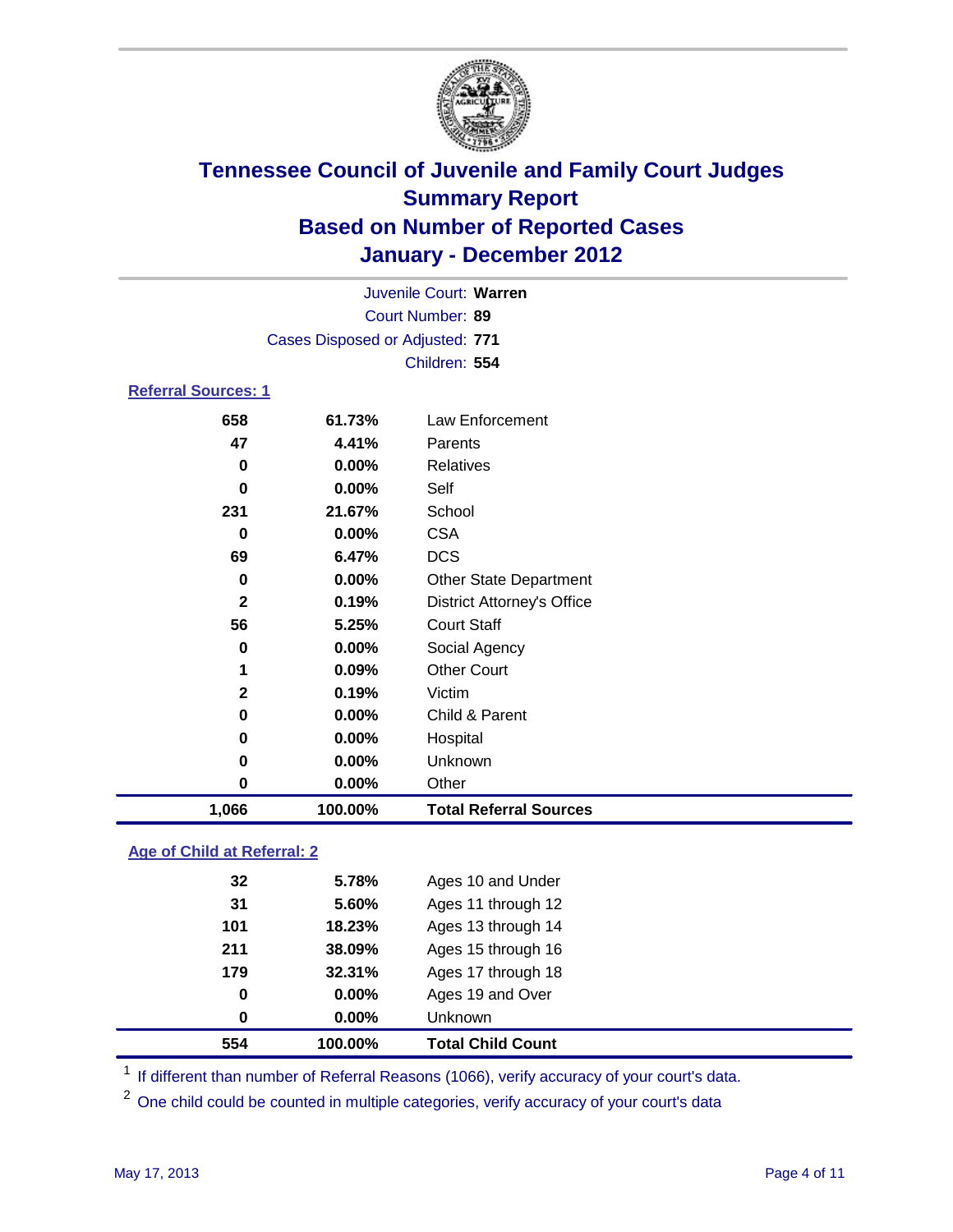# Tennessee Council of Juvenile and Family Court Judges
## Summary Report
## Based on Number of Reported Cases
## January - December 2012

Juvenile Court: **Warren**

Court Number: **89**

Cases Disposed or Adjusted: **771**

Children: **554**

### Referral Sources: 1

| Count | Percent | Source |
|---|---|---|
| 658 | 61.73% | Law Enforcement |
| 47 | 4.41% | Parents |
| 0 | 0.00% | Relatives |
| 0 | 0.00% | Self |
| 231 | 21.67% | School |
| 0 | 0.00% | CSA |
| 69 | 6.47% | DCS |
| 0 | 0.00% | Other State Department |
| 2 | 0.19% | District Attorney's Office |
| 56 | 5.25% | Court Staff |
| 0 | 0.00% | Social Agency |
| 1 | 0.09% | Other Court |
| 2 | 0.19% | Victim |
| 0 | 0.00% | Child & Parent |
| 0 | 0.00% | Hospital |
| 0 | 0.00% | Unknown |
| 0 | 0.00% | Other |
| **1,066** | **100.00%** | **Total Referral Sources** |

### Age of Child at Referral: 2

| Count | Percent | Age |
|---|---|---|
| 32 | 5.78% | Ages 10 and Under |
| 31 | 5.60% | Ages 11 through 12 |
| 101 | 18.23% | Ages 13 through 14 |
| 211 | 38.09% | Ages 15 through 16 |
| 179 | 32.31% | Ages 17 through 18 |
| 0 | 0.00% | Ages 19 and Over |
| 0 | 0.00% | Unknown |
| **554** | **100.00%** | **Total Child Count** |

[1] If different than number of Referral Reasons (1066), verify accuracy of your court's data.

[2] One child could be counted in multiple categories, verify accuracy of your court's data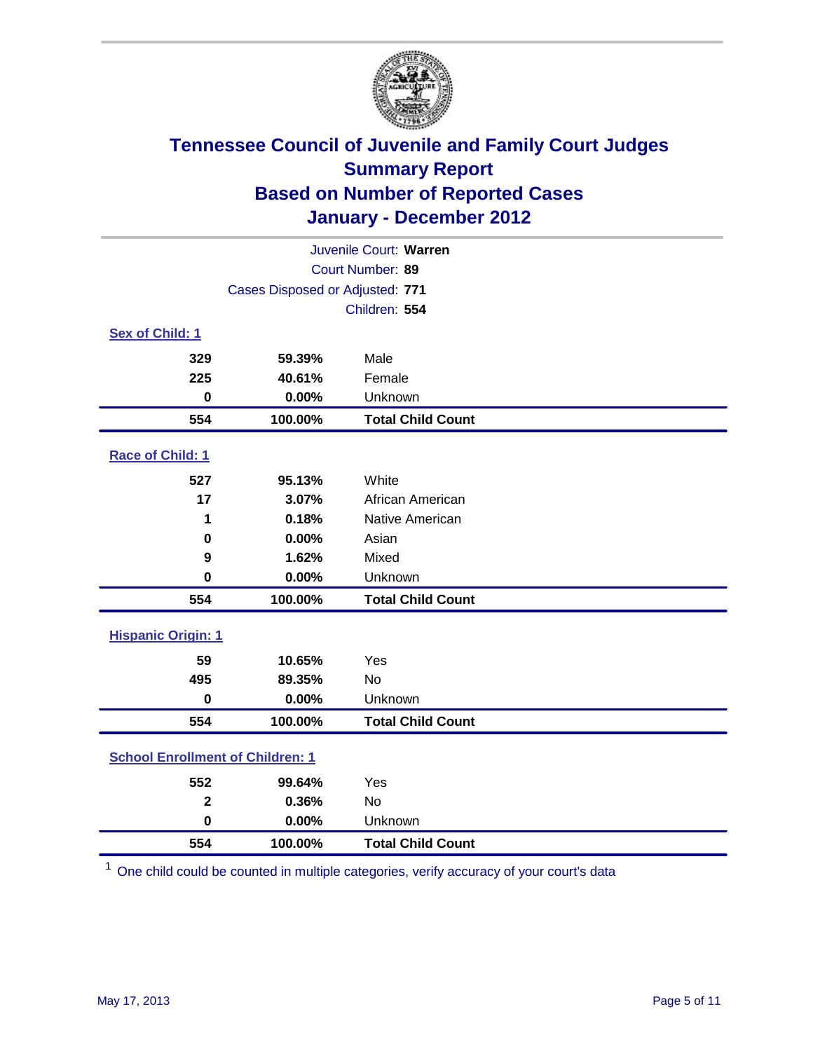# Tennessee Council of Juvenile and Family Court Judges
## Summary Report
## Based on Number of Reported Cases
## January - December 2012

Juvenile Court: **Warren**
Court Number: **89**
Cases Disposed or Adjusted: **771**
Children: **554**

### Sex of Child: 1

| | | |
|---|---|---|
| 329 | 59.39% | Male |
| 225 | 40.61% | Female |
| 0 | 0.00% | Unknown |
| **554** | **100.00%** | **Total Child Count** |

### Race of Child: 1

| | | |
|---|---|---|
| 527 | 95.13% | White |
| 17 | 3.07% | African American |
| 1 | 0.18% | Native American |
| 0 | 0.00% | Asian |
| 9 | 1.62% | Mixed |
| 0 | 0.00% | Unknown |
| **554** | **100.00%** | **Total Child Count** |

### Hispanic Origin: 1

| | | |
|---|---|---|
| 59 | 10.65% | Yes |
| 495 | 89.35% | No |
| 0 | 0.00% | Unknown |
| **554** | **100.00%** | **Total Child Count** |

### School Enrollment of Children: 1

| | | |
|---|---|---|
| 552 | 99.64% | Yes |
| 2 | 0.36% | No |
| 0 | 0.00% | Unknown |
| **554** | **100.00%** | **Total Child Count** |

[1] One child could be counted in multiple categories, verify accuracy of your court's data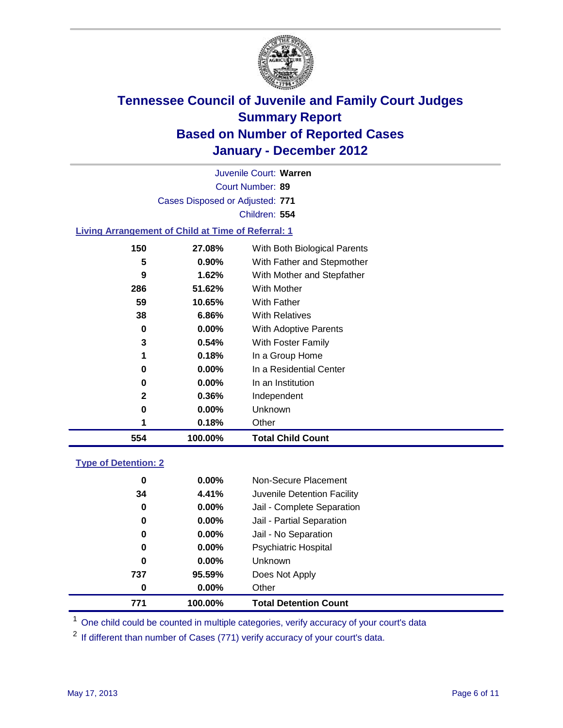# Tennessee Council of Juvenile and Family Court Judges
# Summary Report
# Based on Number of Reported Cases
# January - December 2012

Juvenile Court: **Warren**

Court Number: **89**

Cases Disposed or Adjusted: **771**

Children: **554**

### Living Arrangement of Child at Time of Referral: 1

| | | |
|---|---|---|
| 150 | 27.08% | With Both Biological Parents |
| 5 | 0.90% | With Father and Stepmother |
| 9 | 1.62% | With Mother and Stepfather |
| 286 | 51.62% | With Mother |
| 59 | 10.65% | With Father |
| 38 | 6.86% | With Relatives |
| 0 | 0.00% | With Adoptive Parents |
| 3 | 0.54% | With Foster Family |
| 1 | 0.18% | In a Group Home |
| 0 | 0.00% | In a Residential Center |
| 0 | 0.00% | In an Institution |
| 2 | 0.36% | Independent |
| 0 | 0.00% | Unknown |
| 1 | 0.18% | Other |
| **554** | **100.00%** | **Total Child Count** |

### Type of Detention: 2

| | | |
|---|---|---|
| 0 | 0.00% | Non-Secure Placement |
| 34 | 4.41% | Juvenile Detention Facility |
| 0 | 0.00% | Jail - Complete Separation |
| 0 | 0.00% | Jail - Partial Separation |
| 0 | 0.00% | Jail - No Separation |
| 0 | 0.00% | Psychiatric Hospital |
| 0 | 0.00% | Unknown |
| 737 | 95.59% | Does Not Apply |
| 0 | 0.00% | Other |
| **771** | **100.00%** | **Total Detention Count** |

[1] One child could be counted in multiple categories, verify accuracy of your court's data

[2] If different than number of Cases (771) verify accuracy of your court's data.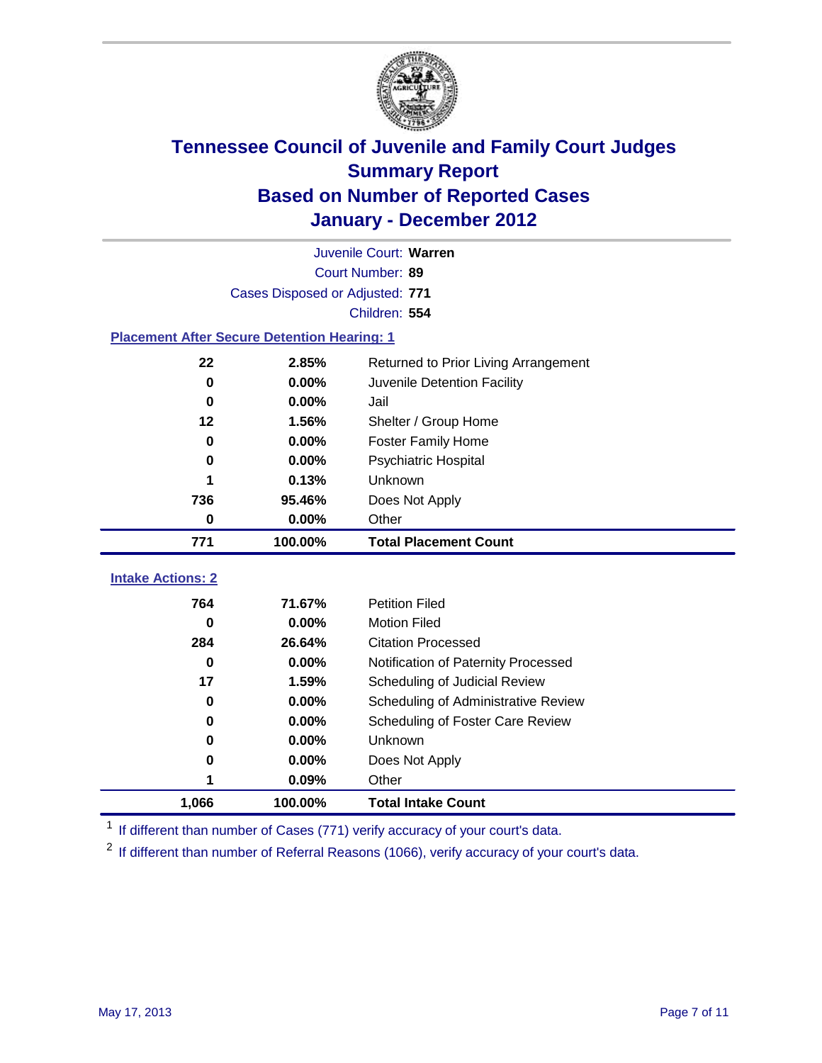# Tennessee Council of Juvenile and Family Court Judges
## Summary Report
## Based on Number of Reported Cases
## January - December 2012

Juvenile Court: **Warren**
Court Number: **89**
Cases Disposed or Adjusted: **771**
Children: **554**

### Placement After Secure Detention Hearing: 1

| | | |
|---|---|---|
| 22 | 2.85% | Returned to Prior Living Arrangement |
| 0 | 0.00% | Juvenile Detention Facility |
| 0 | 0.00% | Jail |
| 12 | 1.56% | Shelter / Group Home |
| 0 | 0.00% | Foster Family Home |
| 0 | 0.00% | Psychiatric Hospital |
| 1 | 0.13% | Unknown |
| 736 | 95.46% | Does Not Apply |
| 0 | 0.00% | Other |
| **771** | **100.00%** | **Total Placement Count** |

### Intake Actions: 2

| | | |
|---|---|---|
| 764 | 71.67% | Petition Filed |
| 0 | 0.00% | Motion Filed |
| 284 | 26.64% | Citation Processed |
| 0 | 0.00% | Notification of Paternity Processed |
| 17 | 1.59% | Scheduling of Judicial Review |
| 0 | 0.00% | Scheduling of Administrative Review |
| 0 | 0.00% | Scheduling of Foster Care Review |
| 0 | 0.00% | Unknown |
| 0 | 0.00% | Does Not Apply |
| 1 | 0.09% | Other |
| **1,066** | **100.00%** | **Total Intake Count** |

[1] If different than number of Cases (771) verify accuracy of your court's data.

[2] If different than number of Referral Reasons (1066), verify accuracy of your court's data.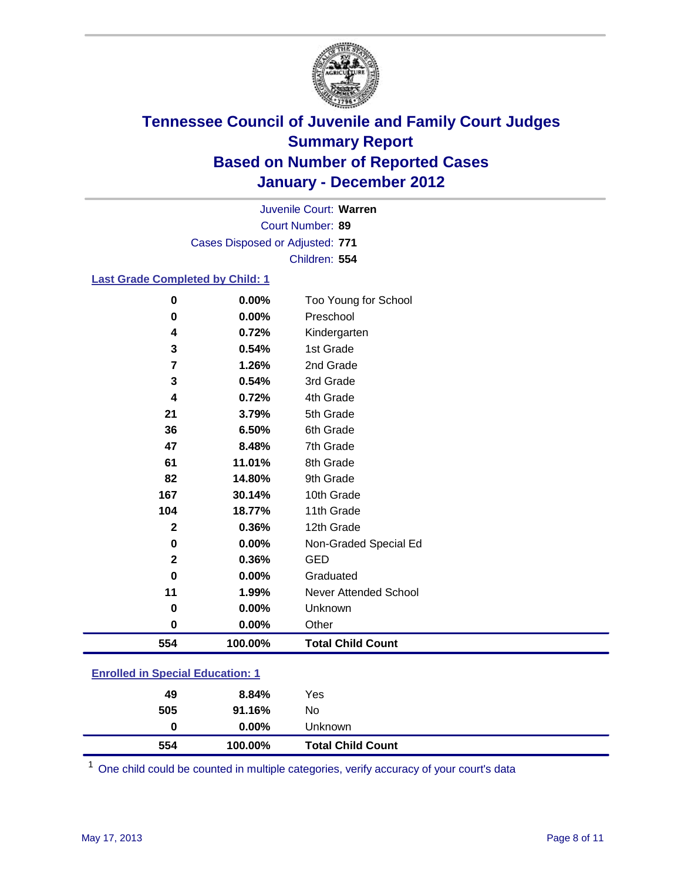# Tennessee Council of Juvenile and Family Court Judges
## Summary Report
## Based on Number of Reported Cases
## January - December 2012

Juvenile Court: **Warren**
Court Number: **89**
Cases Disposed or Adjusted: **771**
Children: **554**

### Last Grade Completed by Child: 1

| Count | Percent | Category |
|---|---|---|
| 0 | 0.00% | Too Young for School |
| 0 | 0.00% | Preschool |
| 4 | 0.72% | Kindergarten |
| 3 | 0.54% | 1st Grade |
| 7 | 1.26% | 2nd Grade |
| 3 | 0.54% | 3rd Grade |
| 4 | 0.72% | 4th Grade |
| 21 | 3.79% | 5th Grade |
| 36 | 6.50% | 6th Grade |
| 47 | 8.48% | 7th Grade |
| 61 | 11.01% | 8th Grade |
| 82 | 14.80% | 9th Grade |
| 167 | 30.14% | 10th Grade |
| 104 | 18.77% | 11th Grade |
| 2 | 0.36% | 12th Grade |
| 0 | 0.00% | Non-Graded Special Ed |
| 2 | 0.36% | GED |
| 0 | 0.00% | Graduated |
| 11 | 1.99% | Never Attended School |
| 0 | 0.00% | Unknown |
| 0 | 0.00% | Other |
| **554** | **100.00%** | **Total Child Count** |

### Enrolled in Special Education: 1

| Count | Percent | Category |
|---|---|---|
| 49 | 8.84% | Yes |
| 505 | 91.16% | No |
| 0 | 0.00% | Unknown |
| **554** | **100.00%** | **Total Child Count** |

[1] One child could be counted in multiple categories, verify accuracy of your court's data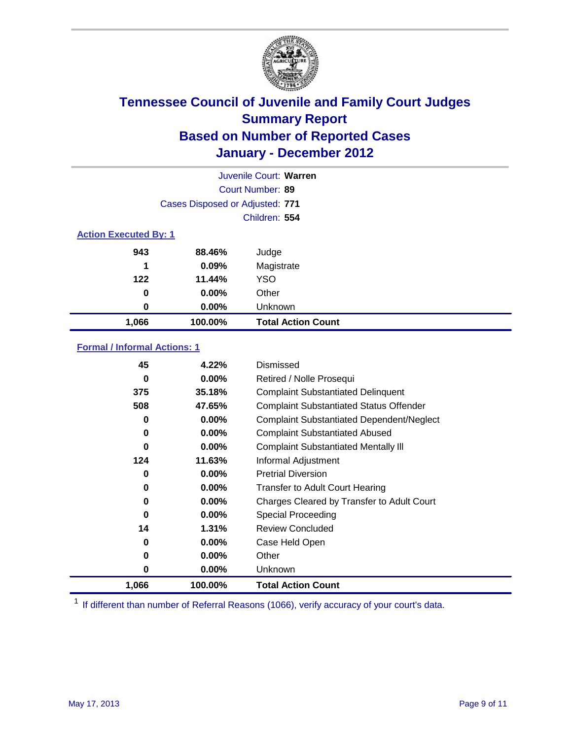# Tennessee Council of Juvenile and Family Court Judges
## Summary Report
## Based on Number of Reported Cases
## January - December 2012

Juvenile Court: **Warren**

Court Number: **89**

Cases Disposed or Adjusted: **771**

Children: **554**

### Action Executed By: 1

| | | |
|---|---|---|
| 943 | 88.46% | Judge |
| 1 | 0.09% | Magistrate |
| 122 | 11.44% | YSO |
| 0 | 0.00% | Other |
| 0 | 0.00% | Unknown |
| **1,066** | **100.00%** | **Total Action Count** |

### Formal / Informal Actions: 1

| | | |
|---|---|---|
| 45 | 4.22% | Dismissed |
| 0 | 0.00% | Retired / Nolle Prosequi |
| 375 | 35.18% | Complaint Substantiated Delinquent |
| 508 | 47.65% | Complaint Substantiated Status Offender |
| 0 | 0.00% | Complaint Substantiated Dependent/Neglect |
| 0 | 0.00% | Complaint Substantiated Abused |
| 0 | 0.00% | Complaint Substantiated Mentally Ill |
| 124 | 11.63% | Informal Adjustment |
| 0 | 0.00% | Pretrial Diversion |
| 0 | 0.00% | Transfer to Adult Court Hearing |
| 0 | 0.00% | Charges Cleared by Transfer to Adult Court |
| 0 | 0.00% | Special Proceeding |
| 14 | 1.31% | Review Concluded |
| 0 | 0.00% | Case Held Open |
| 0 | 0.00% | Other |
| 0 | 0.00% | Unknown |
| **1,066** | **100.00%** | **Total Action Count** |

[1] If different than number of Referral Reasons (1066), verify accuracy of your court's data.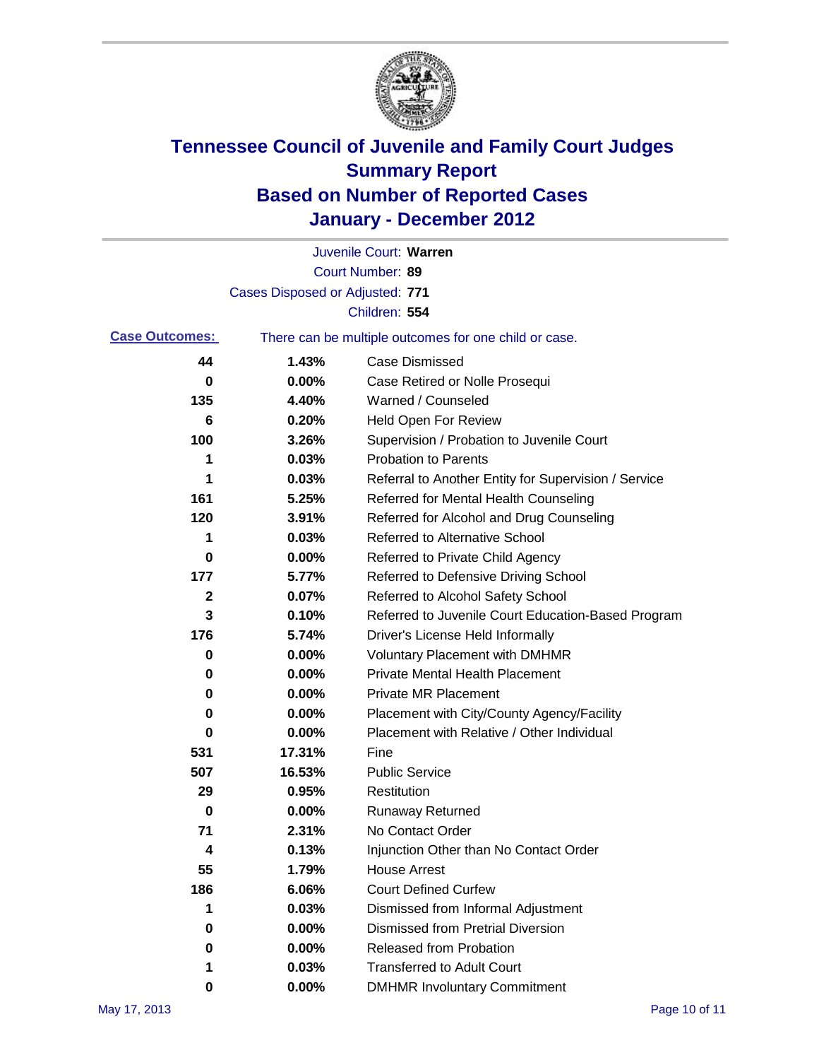# Tennessee Council of Juvenile and Family Court Judges
## Summary Report
## Based on Number of Reported Cases
## January - December 2012

Juvenile Court: **Warren**
Court Number: **89**
Cases Disposed or Adjusted: **771**
Children: **554**

**Case Outcomes:** There can be multiple outcomes for one child or case.

| Count | Percent | Outcome |
|---|---|---|
| 44 | 1.43% | Case Dismissed |
| 0 | 0.00% | Case Retired or Nolle Prosequi |
| 135 | 4.40% | Warned / Counseled |
| 6 | 0.20% | Held Open For Review |
| 100 | 3.26% | Supervision / Probation to Juvenile Court |
| 1 | 0.03% | Probation to Parents |
| 1 | 0.03% | Referral to Another Entity for Supervision / Service |
| 161 | 5.25% | Referred for Mental Health Counseling |
| 120 | 3.91% | Referred for Alcohol and Drug Counseling |
| 1 | 0.03% | Referred to Alternative School |
| 0 | 0.00% | Referred to Private Child Agency |
| 177 | 5.77% | Referred to Defensive Driving School |
| 2 | 0.07% | Referred to Alcohol Safety School |
| 3 | 0.10% | Referred to Juvenile Court Education-Based Program |
| 176 | 5.74% | Driver's License Held Informally |
| 0 | 0.00% | Voluntary Placement with DMHMR |
| 0 | 0.00% | Private Mental Health Placement |
| 0 | 0.00% | Private MR Placement |
| 0 | 0.00% | Placement with City/County Agency/Facility |
| 0 | 0.00% | Placement with Relative / Other Individual |
| 531 | 17.31% | Fine |
| 507 | 16.53% | Public Service |
| 29 | 0.95% | Restitution |
| 0 | 0.00% | Runaway Returned |
| 71 | 2.31% | No Contact Order |
| 4 | 0.13% | Injunction Other than No Contact Order |
| 55 | 1.79% | House Arrest |
| 186 | 6.06% | Court Defined Curfew |
| 1 | 0.03% | Dismissed from Informal Adjustment |
| 0 | 0.00% | Dismissed from Pretrial Diversion |
| 0 | 0.00% | Released from Probation |
| 1 | 0.03% | Transferred to Adult Court |
| 0 | 0.00% | DMHMR Involuntary Commitment |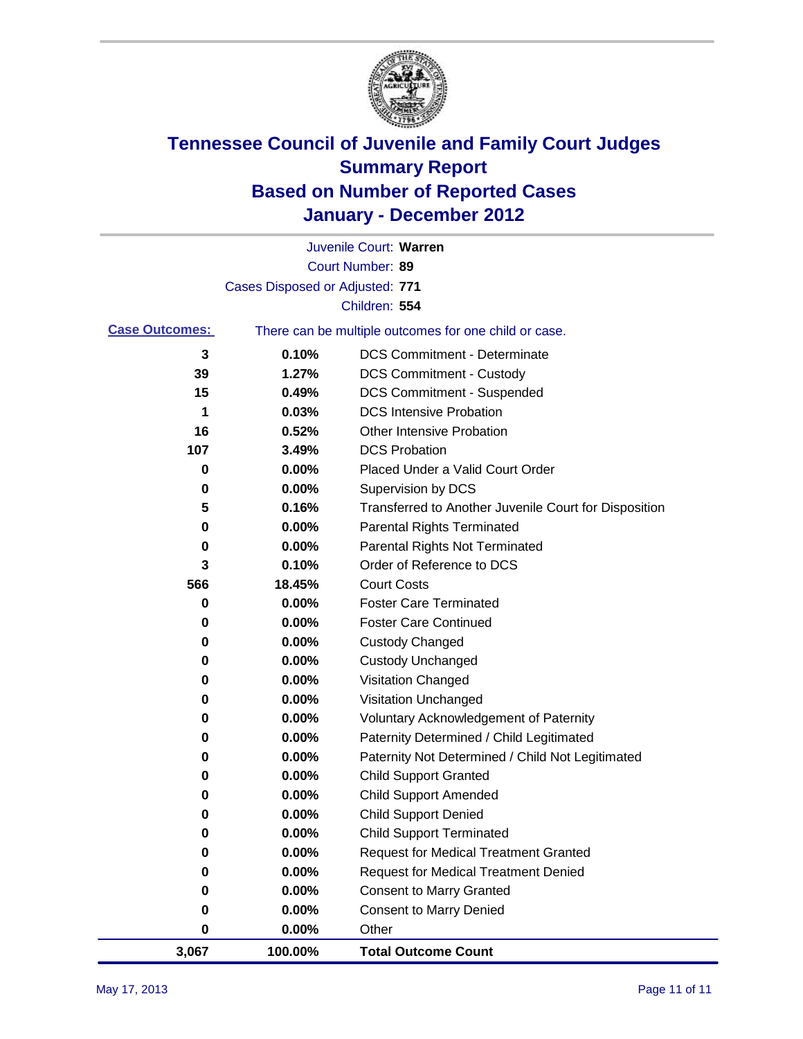# Tennessee Council of Juvenile and Family Court Judges
## Summary Report
## Based on Number of Reported Cases
## January - December 2012

Juvenile Court: **Warren**
Court Number: **89**
Cases Disposed or Adjusted: **771**
Children: **554**

**Case Outcomes:** There can be multiple outcomes for one child or case.

| | | |
|---|---|---|
| 3 | 0.10% | DCS Commitment - Determinate |
| 39 | 1.27% | DCS Commitment - Custody |
| 15 | 0.49% | DCS Commitment - Suspended |
| 1 | 0.03% | DCS Intensive Probation |
| 16 | 0.52% | Other Intensive Probation |
| 107 | 3.49% | DCS Probation |
| 0 | 0.00% | Placed Under a Valid Court Order |
| 0 | 0.00% | Supervision by DCS |
| 5 | 0.16% | Transferred to Another Juvenile Court for Disposition |
| 0 | 0.00% | Parental Rights Terminated |
| 0 | 0.00% | Parental Rights Not Terminated |
| 3 | 0.10% | Order of Reference to DCS |
| 566 | 18.45% | Court Costs |
| 0 | 0.00% | Foster Care Terminated |
| 0 | 0.00% | Foster Care Continued |
| 0 | 0.00% | Custody Changed |
| 0 | 0.00% | Custody Unchanged |
| 0 | 0.00% | Visitation Changed |
| 0 | 0.00% | Visitation Unchanged |
| 0 | 0.00% | Voluntary Acknowledgement of Paternity |
| 0 | 0.00% | Paternity Determined / Child Legitimated |
| 0 | 0.00% | Paternity Not Determined / Child Not Legitimated |
| 0 | 0.00% | Child Support Granted |
| 0 | 0.00% | Child Support Amended |
| 0 | 0.00% | Child Support Denied |
| 0 | 0.00% | Child Support Terminated |
| 0 | 0.00% | Request for Medical Treatment Granted |
| 0 | 0.00% | Request for Medical Treatment Denied |
| 0 | 0.00% | Consent to Marry Granted |
| 0 | 0.00% | Consent to Marry Denied |
| 0 | 0.00% | Other |
| **3,067** | **100.00%** | **Total Outcome Count** |

May 17, 2013